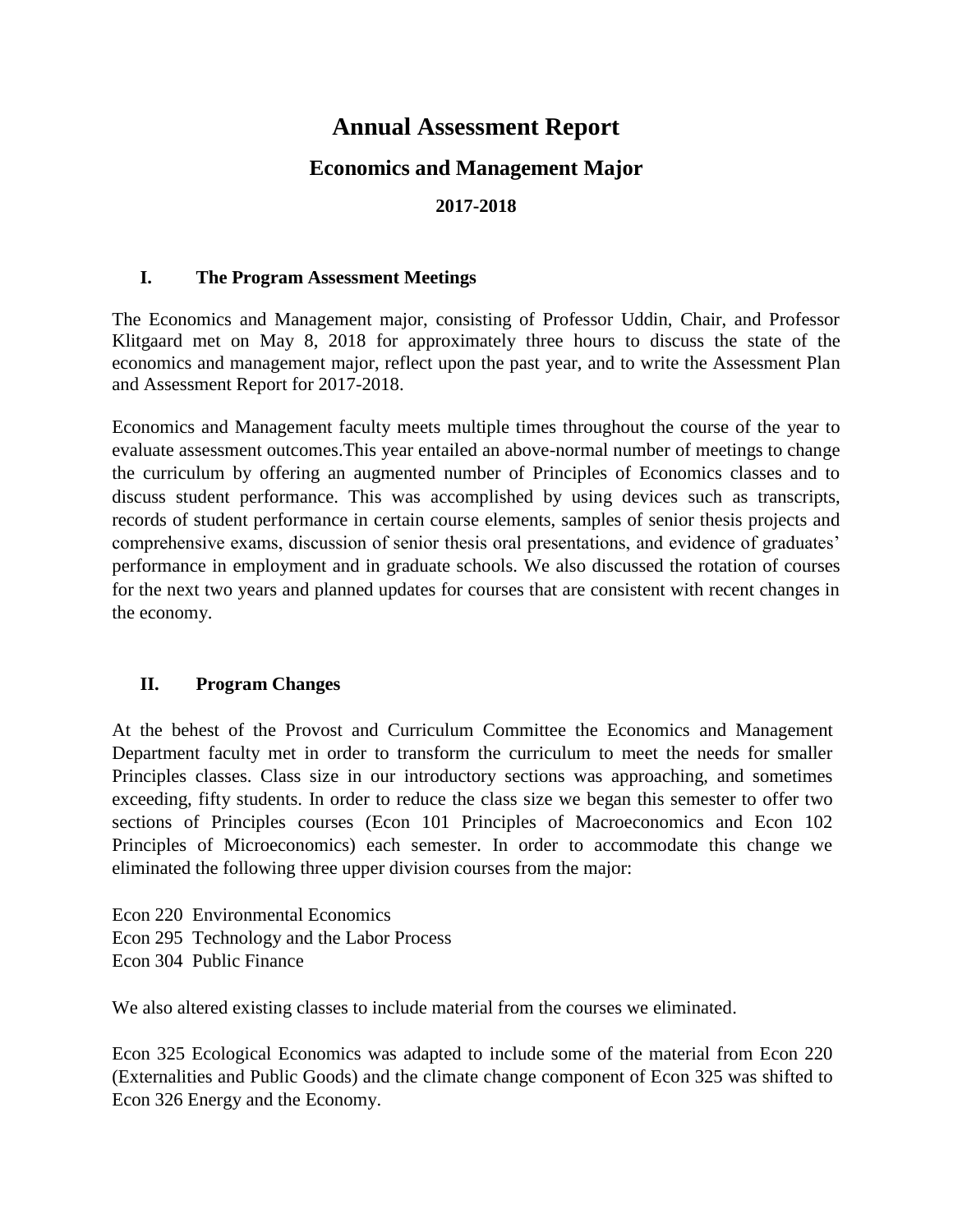# Annual Assessment Report

## Economics and Management Major

### 2017-2018

## I. The Program Assessment Meetings

The Economics and Management major, consisting of Professor Uddin, Chair, and Professor Klitgaard met on May 8, 2018 for approximately three hours to discuss the state of the economics and management major, reflect upon the past year, and to write the Assessment Plan and Assessment Report for 2017-2018.

Economics and Management faculty meets multiple times throughout the course of the year to evaluate assessment outcomes.This year entailed an above-normal number of meetings to change the curriculum by offering an augmented number of Principles of Economics classes and to discuss student performance. This was accomplished by using devices such as transcripts, records of student performance in certain course elements, samples of senior thesis projects and comprehensive exams, discussion of senior thesis oral presentations, and evidence of graduates' performance in employment and in graduate schools. We also discussed the rotation of courses for the next two years and planned updates for courses that are consistent with recent changes in the economy.

## II. Program Changes

At the behest of the Provost and Curriculum Committee the Economics and Management Department faculty met in order to transform the curriculum to meet the needs for smaller Principles classes. Class size in our introductory sections was approaching, and sometimes exceeding, fifty students. In order to reduce the class size we began this semester to offer two sections of Principles courses (Econ 101 Principles of Macroeconomics and Econ 102 Principles of Microeconomics) each semester. In order to accommodate this change we eliminated the following three upper division courses from the major:

Econ 220 Environmental Economics
Econ 295 Technology and the Labor Process
Econ 304 Public Finance

We also altered existing classes to include material from the courses we eliminated.

Econ 325 Ecological Economics was adapted to include some of the material from Econ 220 (Externalities and Public Goods) and the climate change component of Econ 325 was shifted to Econ 326 Energy and the Economy.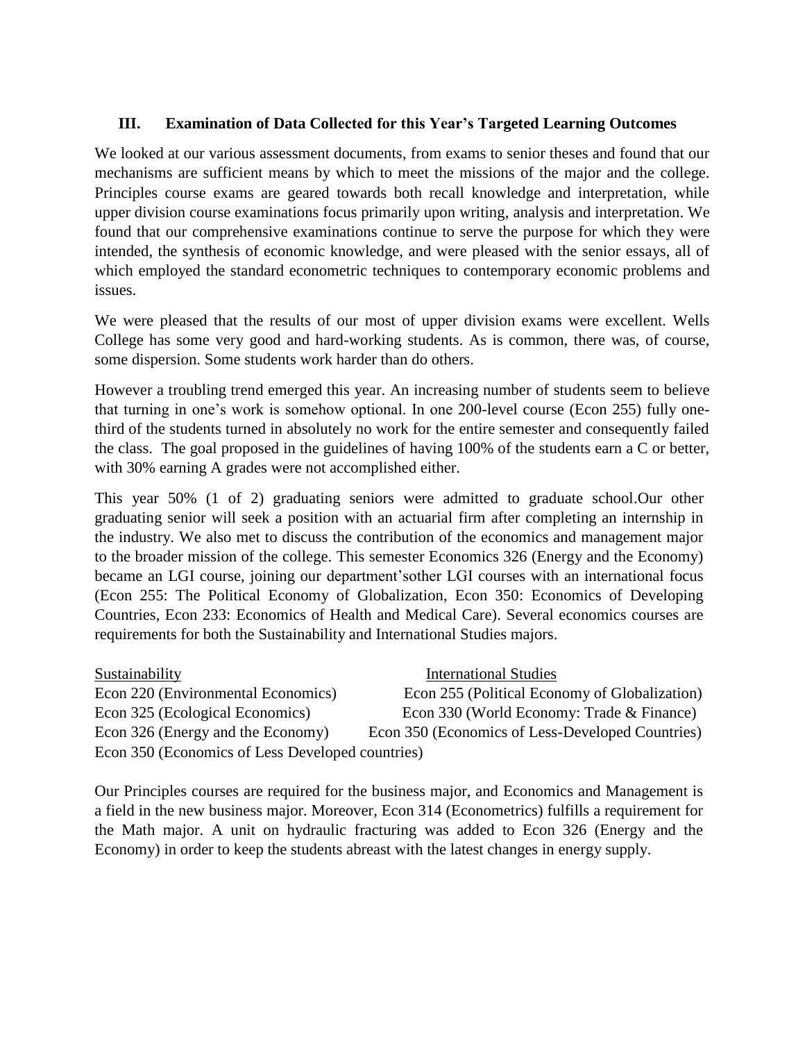## III. Examination of Data Collected for this Year's Targeted Learning Outcomes

We looked at our various assessment documents, from exams to senior theses and found that our mechanisms are sufficient means by which to meet the missions of the major and the college. Principles course exams are geared towards both recall knowledge and interpretation, while upper division course examinations focus primarily upon writing, analysis and interpretation. We found that our comprehensive examinations continue to serve the purpose for which they were intended, the synthesis of economic knowledge, and were pleased with the senior essays, all of which employed the standard econometric techniques to contemporary economic problems and issues.

We were pleased that the results of our most of upper division exams were excellent. Wells College has some very good and hard-working students. As is common, there was, of course, some dispersion. Some students work harder than do others.

However a troubling trend emerged this year. An increasing number of students seem to believe that turning in one's work is somehow optional. In one 200-level course (Econ 255) fully one-third of the students turned in absolutely no work for the entire semester and consequently failed the class. The goal proposed in the guidelines of having 100% of the students earn a C or better, with 30% earning A grades were not accomplished either.

This year 50% (1 of 2) graduating seniors were admitted to graduate school.Our other graduating senior will seek a position with an actuarial firm after completing an internship in the industry. We also met to discuss the contribution of the economics and management major to the broader mission of the college. This semester Economics 326 (Energy and the Economy) became an LGI course, joining our department'sother LGI courses with an international focus (Econ 255: The Political Economy of Globalization, Econ 350: Economics of Developing Countries, Econ 233: Economics of Health and Medical Care). Several economics courses are requirements for both the Sustainability and International Studies majors.

| Sustainability | International Studies |
|---|---|
| Econ 220 (Environmental Economics) | Econ 255 (Political Economy of Globalization) |
| Econ 325 (Ecological Economics) | Econ 330 (World Economy: Trade & Finance) |
| Econ 326 (Energy and the Economy) | Econ 350 (Economics of Less-Developed Countries) |
| Econ 350 (Economics of Less Developed countries) | |

Our Principles courses are required for the business major, and Economics and Management is a field in the new business major. Moreover, Econ 314 (Econometrics) fulfills a requirement for the Math major. A unit on hydraulic fracturing was added to Econ 326 (Energy and the Economy) in order to keep the students abreast with the latest changes in energy supply.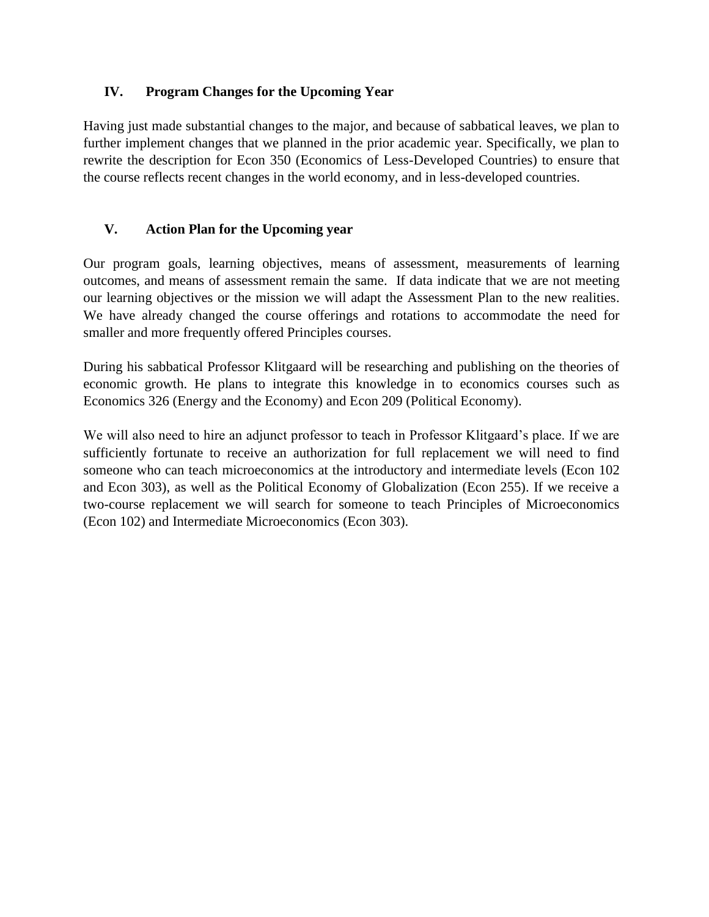## IV. Program Changes for the Upcoming Year

Having just made substantial changes to the major, and because of sabbatical leaves, we plan to further implement changes that we planned in the prior academic year. Specifically, we plan to rewrite the description for Econ 350 (Economics of Less-Developed Countries) to ensure that the course reflects recent changes in the world economy, and in less-developed countries.

## V. Action Plan for the Upcoming year

Our program goals, learning objectives, means of assessment, measurements of learning outcomes, and means of assessment remain the same. If data indicate that we are not meeting our learning objectives or the mission we will adapt the Assessment Plan to the new realities. We have already changed the course offerings and rotations to accommodate the need for smaller and more frequently offered Principles courses.

During his sabbatical Professor Klitgaard will be researching and publishing on the theories of economic growth. He plans to integrate this knowledge in to economics courses such as Economics 326 (Energy and the Economy) and Econ 209 (Political Economy).

We will also need to hire an adjunct professor to teach in Professor Klitgaard's place. If we are sufficiently fortunate to receive an authorization for full replacement we will need to find someone who can teach microeconomics at the introductory and intermediate levels (Econ 102 and Econ 303), as well as the Political Economy of Globalization (Econ 255). If we receive a two-course replacement we will search for someone to teach Principles of Microeconomics (Econ 102) and Intermediate Microeconomics (Econ 303).